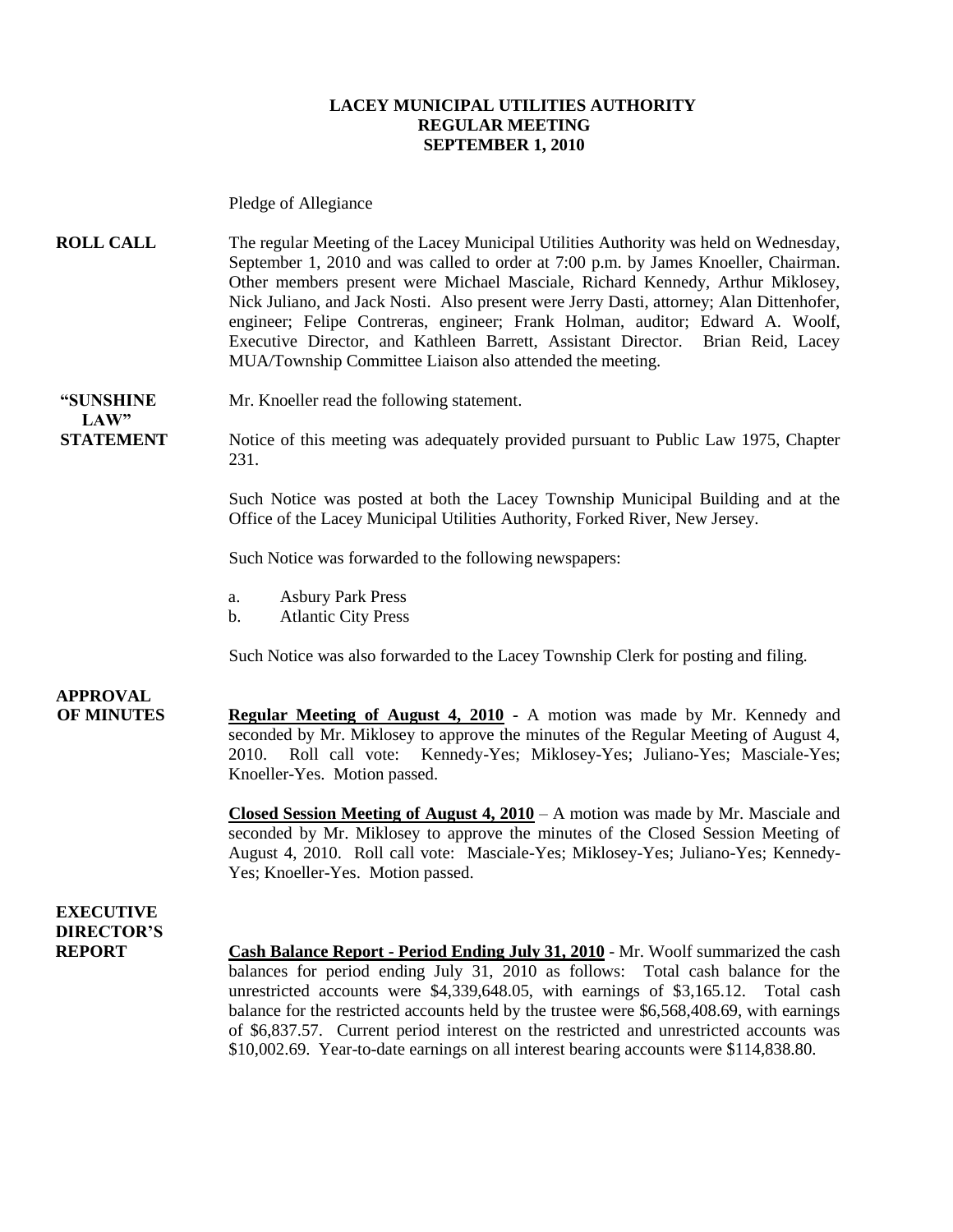# LACEY MUNICIPAL UTILITIES AUTHORITY
## REGULAR MEETING
## SEPTEMBER 1, 2010

Pledge of Allegiance

**ROLL CALL** The regular Meeting of the Lacey Municipal Utilities Authority was held on Wednesday, September 1, 2010 and was called to order at 7:00 p.m. by James Knoeller, Chairman. Other members present were Michael Masciale, Richard Kennedy, Arthur Miklosey, Nick Juliano, and Jack Nosti. Also present were Jerry Dasti, attorney; Alan Dittenhofer, engineer; Felipe Contreras, engineer; Frank Holman, auditor; Edward A. Woolf, Executive Director, and Kathleen Barrett, Assistant Director. Brian Reid, Lacey MUA/Township Committee Liaison also attended the meeting.

**"SUNSHINE LAW" STATEMENT** Mr. Knoeller read the following statement.

Notice of this meeting was adequately provided pursuant to Public Law 1975, Chapter 231.

Such Notice was posted at both the Lacey Township Municipal Building and at the Office of the Lacey Municipal Utilities Authority, Forked River, New Jersey.

Such Notice was forwarded to the following newspapers:

a. Asbury Park Press
b. Atlantic City Press

Such Notice was also forwarded to the Lacey Township Clerk for posting and filing.

**APPROVAL OF MINUTES** **Regular Meeting of August 4, 2010** - A motion was made by Mr. Kennedy and seconded by Mr. Miklosey to approve the minutes of the Regular Meeting of August 4, 2010. Roll call vote: Kennedy-Yes; Miklosey-Yes; Juliano-Yes; Masciale-Yes; Knoeller-Yes. Motion passed.

**Closed Session Meeting of August 4, 2010** – A motion was made by Mr. Masciale and seconded by Mr. Miklosey to approve the minutes of the Closed Session Meeting of August 4, 2010. Roll call vote: Masciale-Yes; Miklosey-Yes; Juliano-Yes; Kennedy-Yes; Knoeller-Yes. Motion passed.

**EXECUTIVE DIRECTOR'S REPORT** **Cash Balance Report - Period Ending July 31, 2010** - Mr. Woolf summarized the cash balances for period ending July 31, 2010 as follows: Total cash balance for the unrestricted accounts were $4,339,648.05, with earnings of $3,165.12. Total cash balance for the restricted accounts held by the trustee were $6,568,408.69, with earnings of $6,837.57. Current period interest on the restricted and unrestricted accounts was $10,002.69. Year-to-date earnings on all interest bearing accounts were $114,838.80.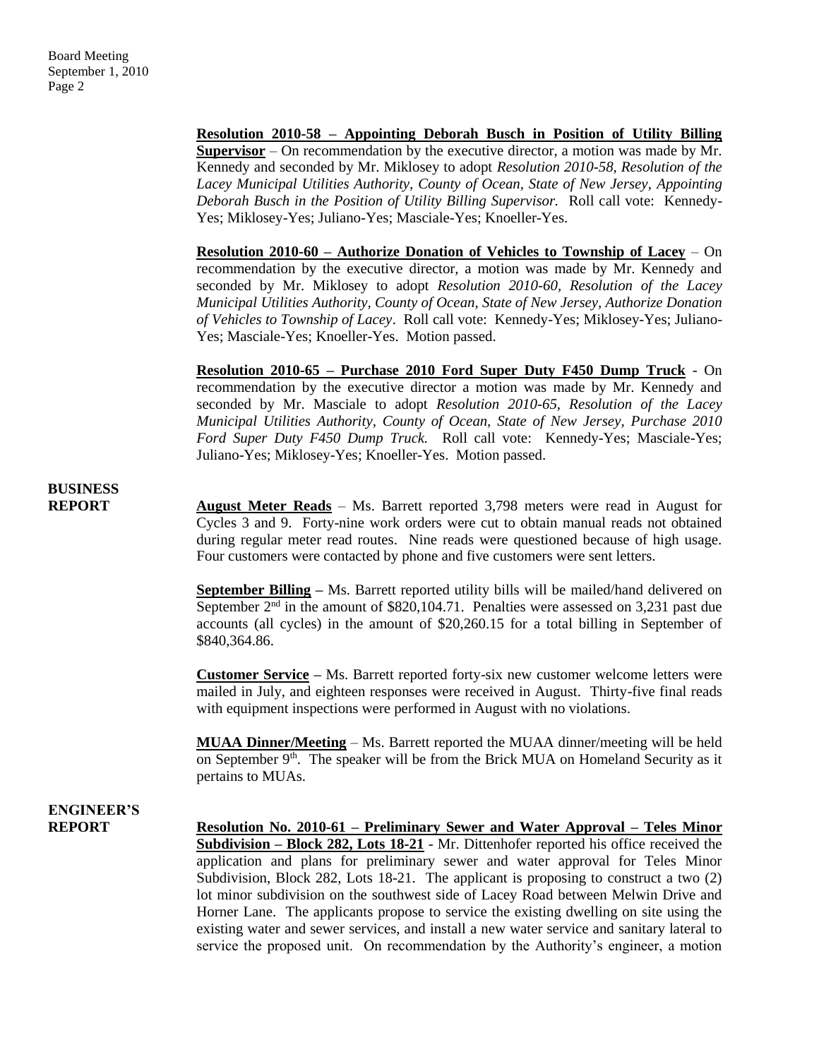**Resolution 2010-58 – Appointing Deborah Busch in Position of Utility Billing Supervisor** – On recommendation by the executive director, a motion was made by Mr. Kennedy and seconded by Mr. Miklosey to adopt *Resolution 2010-58, Resolution of the Lacey Municipal Utilities Authority, County of Ocean, State of New Jersey, Appointing Deborah Busch in the Position of Utility Billing Supervisor.* Roll call vote: Kennedy-Yes; Miklosey-Yes; Juliano-Yes; Masciale-Yes; Knoeller-Yes.

**Resolution 2010-60 – Authorize Donation of Vehicles to Township of Lacey** – On recommendation by the executive director, a motion was made by Mr. Kennedy and seconded by Mr. Miklosey to adopt *Resolution 2010-60, Resolution of the Lacey Municipal Utilities Authority, County of Ocean, State of New Jersey, Authorize Donation of Vehicles to Township of Lacey*. Roll call vote: Kennedy-Yes; Miklosey-Yes; Juliano-Yes; Masciale-Yes; Knoeller-Yes. Motion passed.

**Resolution 2010-65 – Purchase 2010 Ford Super Duty F450 Dump Truck** - On recommendation by the executive director a motion was made by Mr. Kennedy and seconded by Mr. Masciale to adopt *Resolution 2010-65, Resolution of the Lacey Municipal Utilities Authority, County of Ocean, State of New Jersey, Purchase 2010 Ford Super Duty F450 Dump Truck.* Roll call vote: Kennedy-Yes; Masciale-Yes; Juliano-Yes; Miklosey-Yes; Knoeller-Yes. Motion passed.

## BUSINESS REPORT

**August Meter Reads** – Ms. Barrett reported 3,798 meters were read in August for Cycles 3 and 9. Forty-nine work orders were cut to obtain manual reads not obtained during regular meter read routes. Nine reads were questioned because of high usage. Four customers were contacted by phone and five customers were sent letters.

**September Billing –** Ms. Barrett reported utility bills will be mailed/hand delivered on September 2nd in the amount of $820,104.71. Penalties were assessed on 3,231 past due accounts (all cycles) in the amount of $20,260.15 for a total billing in September of $840,364.86.

**Customer Service –** Ms. Barrett reported forty-six new customer welcome letters were mailed in July, and eighteen responses were received in August. Thirty-five final reads with equipment inspections were performed in August with no violations.

**MUAA Dinner/Meeting** – Ms. Barrett reported the MUAA dinner/meeting will be held on September 9th. The speaker will be from the Brick MUA on Homeland Security as it pertains to MUAs.

## ENGINEER'S REPORT

**Resolution No. 2010-61 – Preliminary Sewer and Water Approval – Teles Minor Subdivision – Block 282, Lots 18-21** - Mr. Dittenhofer reported his office received the application and plans for preliminary sewer and water approval for Teles Minor Subdivision, Block 282, Lots 18-21. The applicant is proposing to construct a two (2) lot minor subdivision on the southwest side of Lacey Road between Melwin Drive and Horner Lane. The applicants propose to service the existing dwelling on site using the existing water and sewer services, and install a new water service and sanitary lateral to service the proposed unit. On recommendation by the Authority's engineer, a motion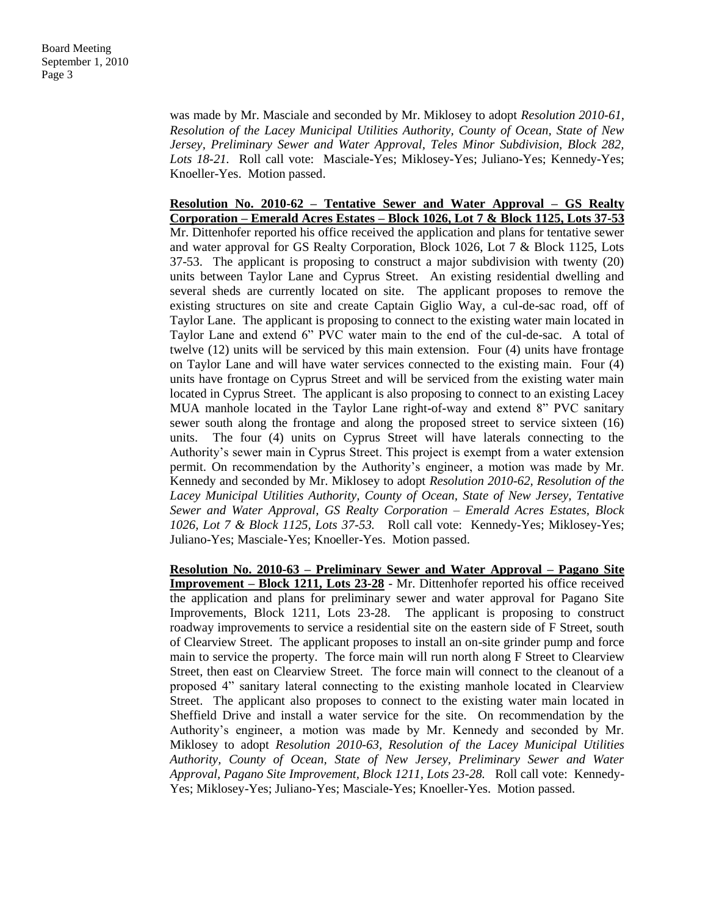was made by Mr. Masciale and seconded by Mr. Miklosey to adopt *Resolution 2010-61, Resolution of the Lacey Municipal Utilities Authority, County of Ocean, State of New Jersey, Preliminary Sewer and Water Approval, Teles Minor Subdivision, Block 282, Lots 18-21.* Roll call vote: Masciale-Yes; Miklosey-Yes; Juliano-Yes; Kennedy-Yes; Knoeller-Yes. Motion passed.

**Resolution No. 2010-62 – Tentative Sewer and Water Approval – GS Realty Corporation – Emerald Acres Estates – Block 1026, Lot 7 & Block 1125, Lots 37-53** Mr. Dittenhofer reported his office received the application and plans for tentative sewer and water approval for GS Realty Corporation, Block 1026, Lot 7 & Block 1125, Lots 37-53. The applicant is proposing to construct a major subdivision with twenty (20) units between Taylor Lane and Cyprus Street. An existing residential dwelling and several sheds are currently located on site. The applicant proposes to remove the existing structures on site and create Captain Giglio Way, a cul-de-sac road, off of Taylor Lane. The applicant is proposing to connect to the existing water main located in Taylor Lane and extend 6" PVC water main to the end of the cul-de-sac. A total of twelve (12) units will be serviced by this main extension. Four (4) units have frontage on Taylor Lane and will have water services connected to the existing main. Four (4) units have frontage on Cyprus Street and will be serviced from the existing water main located in Cyprus Street. The applicant is also proposing to connect to an existing Lacey MUA manhole located in the Taylor Lane right-of-way and extend 8" PVC sanitary sewer south along the frontage and along the proposed street to service sixteen (16) units. The four (4) units on Cyprus Street will have laterals connecting to the Authority's sewer main in Cyprus Street. This project is exempt from a water extension permit. On recommendation by the Authority's engineer, a motion was made by Mr. Kennedy and seconded by Mr. Miklosey to adopt *Resolution 2010-62, Resolution of the Lacey Municipal Utilities Authority, County of Ocean, State of New Jersey, Tentative Sewer and Water Approval, GS Realty Corporation – Emerald Acres Estates, Block 1026, Lot 7 & Block 1125, Lots 37-53.* Roll call vote: Kennedy-Yes; Miklosey-Yes; Juliano-Yes; Masciale-Yes; Knoeller-Yes. Motion passed.

**Resolution No. 2010-63 – Preliminary Sewer and Water Approval – Pagano Site Improvement – Block 1211, Lots 23-28** - Mr. Dittenhofer reported his office received the application and plans for preliminary sewer and water approval for Pagano Site Improvements, Block 1211, Lots 23-28. The applicant is proposing to construct roadway improvements to service a residential site on the eastern side of F Street, south of Clearview Street. The applicant proposes to install an on-site grinder pump and force main to service the property. The force main will run north along F Street to Clearview Street, then east on Clearview Street. The force main will connect to the cleanout of a proposed 4" sanitary lateral connecting to the existing manhole located in Clearview Street. The applicant also proposes to connect to the existing water main located in Sheffield Drive and install a water service for the site. On recommendation by the Authority's engineer, a motion was made by Mr. Kennedy and seconded by Mr. Miklosey to adopt *Resolution 2010-63, Resolution of the Lacey Municipal Utilities Authority, County of Ocean, State of New Jersey, Preliminary Sewer and Water Approval, Pagano Site Improvement, Block 1211, Lots 23-28.* Roll call vote: Kennedy-Yes; Miklosey-Yes; Juliano-Yes; Masciale-Yes; Knoeller-Yes. Motion passed.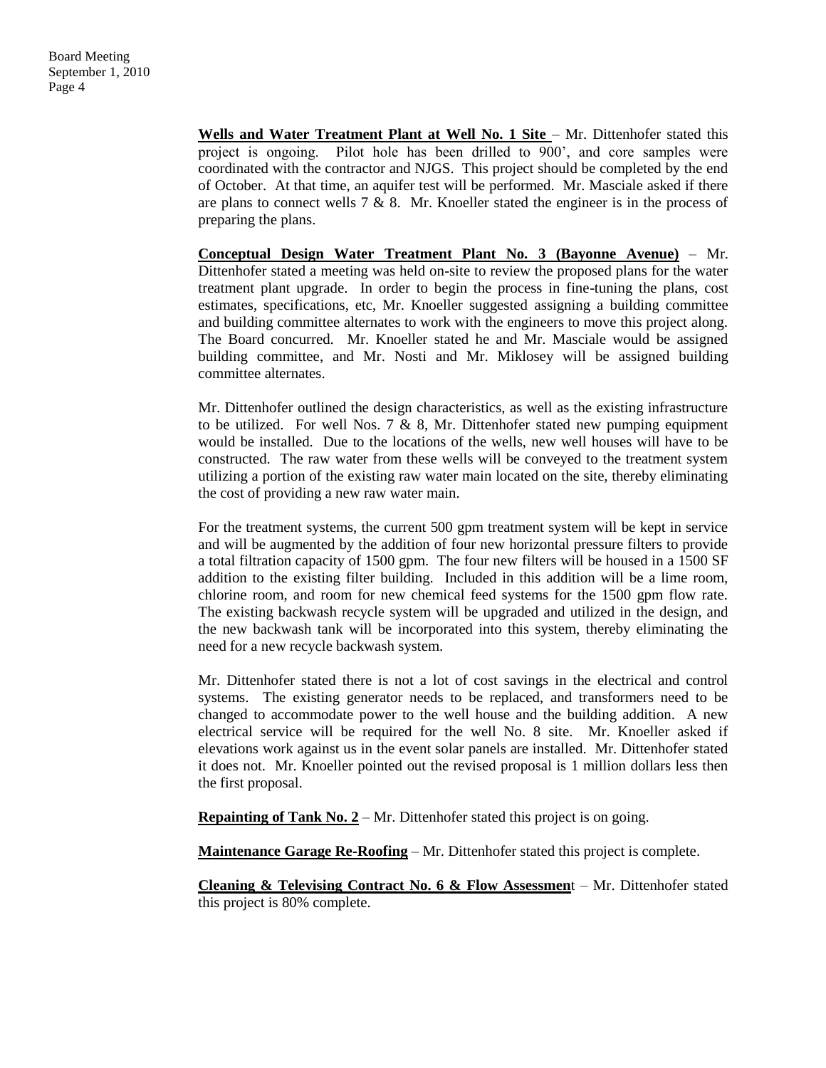**Wells and Water Treatment Plant at Well No. 1 Site** – Mr. Dittenhofer stated this project is ongoing. Pilot hole has been drilled to 900', and core samples were coordinated with the contractor and NJGS. This project should be completed by the end of October. At that time, an aquifer test will be performed. Mr. Masciale asked if there are plans to connect wells 7 & 8. Mr. Knoeller stated the engineer is in the process of preparing the plans.

**Conceptual Design Water Treatment Plant No. 3 (Bayonne Avenue)** – Mr. Dittenhofer stated a meeting was held on-site to review the proposed plans for the water treatment plant upgrade. In order to begin the process in fine-tuning the plans, cost estimates, specifications, etc, Mr. Knoeller suggested assigning a building committee and building committee alternates to work with the engineers to move this project along. The Board concurred. Mr. Knoeller stated he and Mr. Masciale would be assigned building committee, and Mr. Nosti and Mr. Miklosey will be assigned building committee alternates.

Mr. Dittenhofer outlined the design characteristics, as well as the existing infrastructure to be utilized. For well Nos. 7 & 8, Mr. Dittenhofer stated new pumping equipment would be installed. Due to the locations of the wells, new well houses will have to be constructed. The raw water from these wells will be conveyed to the treatment system utilizing a portion of the existing raw water main located on the site, thereby eliminating the cost of providing a new raw water main.

For the treatment systems, the current 500 gpm treatment system will be kept in service and will be augmented by the addition of four new horizontal pressure filters to provide a total filtration capacity of 1500 gpm. The four new filters will be housed in a 1500 SF addition to the existing filter building. Included in this addition will be a lime room, chlorine room, and room for new chemical feed systems for the 1500 gpm flow rate. The existing backwash recycle system will be upgraded and utilized in the design, and the new backwash tank will be incorporated into this system, thereby eliminating the need for a new recycle backwash system.

Mr. Dittenhofer stated there is not a lot of cost savings in the electrical and control systems. The existing generator needs to be replaced, and transformers need to be changed to accommodate power to the well house and the building addition. A new electrical service will be required for the well No. 8 site. Mr. Knoeller asked if elevations work against us in the event solar panels are installed. Mr. Dittenhofer stated it does not. Mr. Knoeller pointed out the revised proposal is 1 million dollars less then the first proposal.

**Repainting of Tank No. 2** – Mr. Dittenhofer stated this project is on going.

**Maintenance Garage Re-Roofing** – Mr. Dittenhofer stated this project is complete.

**Cleaning & Televising Contract No. 6 & Flow Assessment** – Mr. Dittenhofer stated this project is 80% complete.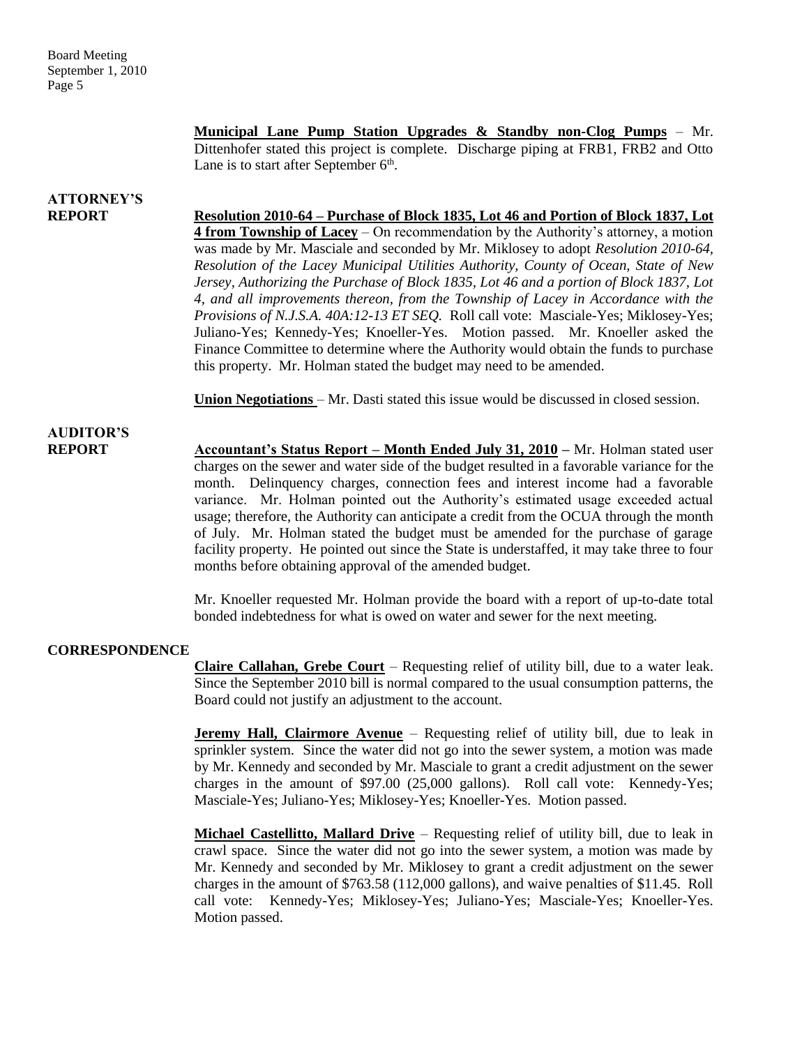**Municipal Lane Pump Station Upgrades & Standby non-Clog Pumps** – Mr. Dittenhofer stated this project is complete. Discharge piping at FRB1, FRB2 and Otto Lane is to start after September 6th.

**ATTORNEY'S REPORT**

**Resolution 2010-64 – Purchase of Block 1835, Lot 46 and Portion of Block 1837, Lot 4 from Township of Lacey** – On recommendation by the Authority's attorney, a motion was made by Mr. Masciale and seconded by Mr. Miklosey to adopt *Resolution 2010-64, Resolution of the Lacey Municipal Utilities Authority, County of Ocean, State of New Jersey, Authorizing the Purchase of Block 1835, Lot 46 and a portion of Block 1837, Lot 4, and all improvements thereon, from the Township of Lacey in Accordance with the Provisions of N.J.S.A. 40A:12-13 ET SEQ.* Roll call vote: Masciale-Yes; Miklosey-Yes; Juliano-Yes; Kennedy-Yes; Knoeller-Yes. Motion passed. Mr. Knoeller asked the Finance Committee to determine where the Authority would obtain the funds to purchase this property. Mr. Holman stated the budget may need to be amended.

**Union Negotiations** – Mr. Dasti stated this issue would be discussed in closed session.

**AUDITOR'S REPORT**

**Accountant's Status Report – Month Ended July 31, 2010 –** Mr. Holman stated user charges on the sewer and water side of the budget resulted in a favorable variance for the month. Delinquency charges, connection fees and interest income had a favorable variance. Mr. Holman pointed out the Authority's estimated usage exceeded actual usage; therefore, the Authority can anticipate a credit from the OCUA through the month of July. Mr. Holman stated the budget must be amended for the purchase of garage facility property. He pointed out since the State is understaffed, it may take three to four months before obtaining approval of the amended budget.

Mr. Knoeller requested Mr. Holman provide the board with a report of up-to-date total bonded indebtedness for what is owed on water and sewer for the next meeting.

**CORRESPONDENCE**

**Claire Callahan, Grebe Court** – Requesting relief of utility bill, due to a water leak. Since the September 2010 bill is normal compared to the usual consumption patterns, the Board could not justify an adjustment to the account.

**Jeremy Hall, Clairmore Avenue** – Requesting relief of utility bill, due to leak in sprinkler system. Since the water did not go into the sewer system, a motion was made by Mr. Kennedy and seconded by Mr. Masciale to grant a credit adjustment on the sewer charges in the amount of $97.00 (25,000 gallons). Roll call vote: Kennedy-Yes; Masciale-Yes; Juliano-Yes; Miklosey-Yes; Knoeller-Yes. Motion passed.

**Michael Castellitto, Mallard Drive** – Requesting relief of utility bill, due to leak in crawl space. Since the water did not go into the sewer system, a motion was made by Mr. Kennedy and seconded by Mr. Miklosey to grant a credit adjustment on the sewer charges in the amount of $763.58 (112,000 gallons), and waive penalties of $11.45. Roll call vote: Kennedy-Yes; Miklosey-Yes; Juliano-Yes; Masciale-Yes; Knoeller-Yes. Motion passed.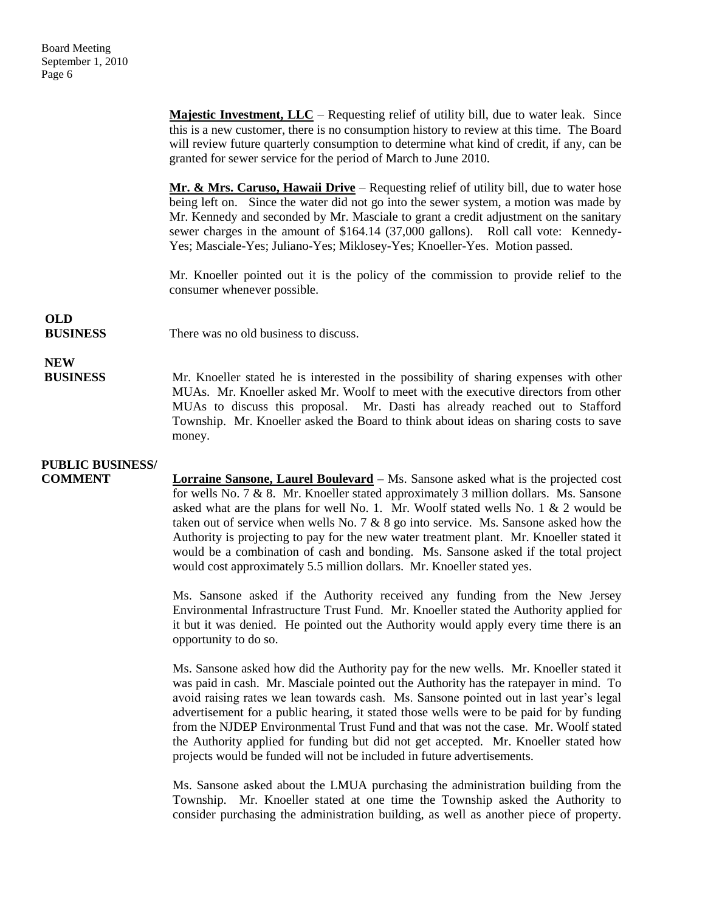**Majestic Investment, LLC** – Requesting relief of utility bill, due to water leak. Since this is a new customer, there is no consumption history to review at this time. The Board will review future quarterly consumption to determine what kind of credit, if any, can be granted for sewer service for the period of March to June 2010.

**Mr. & Mrs. Caruso, Hawaii Drive** – Requesting relief of utility bill, due to water hose being left on. Since the water did not go into the sewer system, a motion was made by Mr. Kennedy and seconded by Mr. Masciale to grant a credit adjustment on the sanitary sewer charges in the amount of $164.14 (37,000 gallons). Roll call vote: Kennedy-Yes; Masciale-Yes; Juliano-Yes; Miklosey-Yes; Knoeller-Yes. Motion passed.

Mr. Knoeller pointed out it is the policy of the commission to provide relief to the consumer whenever possible.

**OLD BUSINESS**

There was no old business to discuss.

**NEW BUSINESS**

Mr. Knoeller stated he is interested in the possibility of sharing expenses with other MUAs. Mr. Knoeller asked Mr. Woolf to meet with the executive directors from other MUAs to discuss this proposal. Mr. Dasti has already reached out to Stafford Township. Mr. Knoeller asked the Board to think about ideas on sharing costs to save money.

**PUBLIC BUSINESS/ COMMENT**

**Lorraine Sansone, Laurel Boulevard** – Ms. Sansone asked what is the projected cost for wells No. 7 & 8. Mr. Knoeller stated approximately 3 million dollars. Ms. Sansone asked what are the plans for well No. 1. Mr. Woolf stated wells No. 1 & 2 would be taken out of service when wells No. 7 & 8 go into service. Ms. Sansone asked how the Authority is projecting to pay for the new water treatment plant. Mr. Knoeller stated it would be a combination of cash and bonding. Ms. Sansone asked if the total project would cost approximately 5.5 million dollars. Mr. Knoeller stated yes.

Ms. Sansone asked if the Authority received any funding from the New Jersey Environmental Infrastructure Trust Fund. Mr. Knoeller stated the Authority applied for it but it was denied. He pointed out the Authority would apply every time there is an opportunity to do so.

Ms. Sansone asked how did the Authority pay for the new wells. Mr. Knoeller stated it was paid in cash. Mr. Masciale pointed out the Authority has the ratepayer in mind. To avoid raising rates we lean towards cash. Ms. Sansone pointed out in last year's legal advertisement for a public hearing, it stated those wells were to be paid for by funding from the NJDEP Environmental Trust Fund and that was not the case. Mr. Woolf stated the Authority applied for funding but did not get accepted. Mr. Knoeller stated how projects would be funded will not be included in future advertisements.

Ms. Sansone asked about the LMUA purchasing the administration building from the Township. Mr. Knoeller stated at one time the Township asked the Authority to consider purchasing the administration building, as well as another piece of property.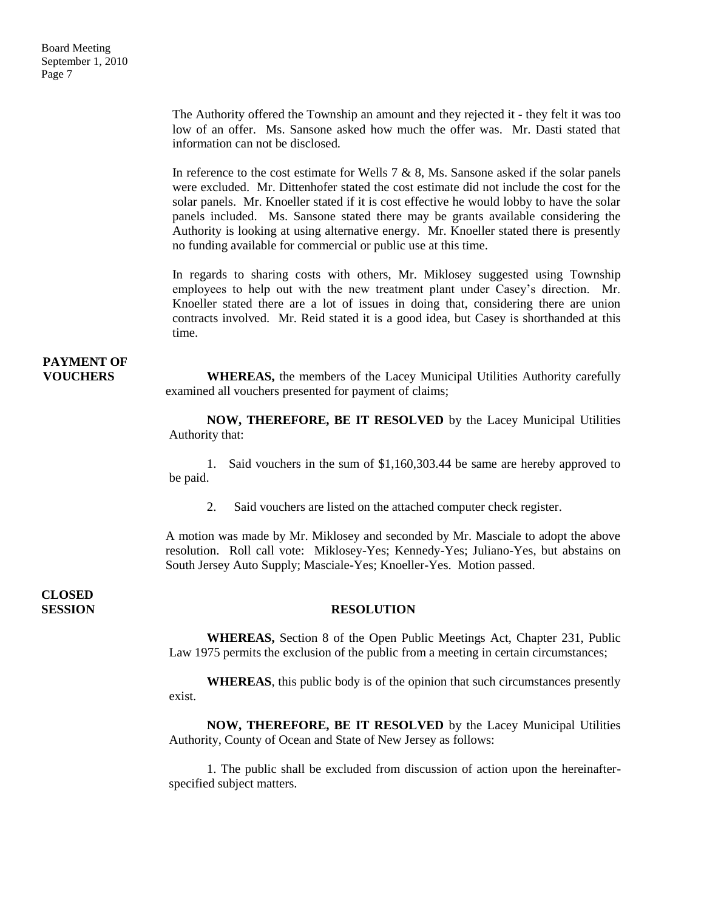The Authority offered the Township an amount and they rejected it - they felt it was too low of an offer. Ms. Sansone asked how much the offer was. Mr. Dasti stated that information can not be disclosed.

In reference to the cost estimate for Wells 7 & 8, Ms. Sansone asked if the solar panels were excluded. Mr. Dittenhofer stated the cost estimate did not include the cost for the solar panels. Mr. Knoeller stated if it is cost effective he would lobby to have the solar panels included. Ms. Sansone stated there may be grants available considering the Authority is looking at using alternative energy. Mr. Knoeller stated there is presently no funding available for commercial or public use at this time.

In regards to sharing costs with others, Mr. Miklosey suggested using Township employees to help out with the new treatment plant under Casey's direction. Mr. Knoeller stated there are a lot of issues in doing that, considering there are union contracts involved. Mr. Reid stated it is a good idea, but Casey is shorthanded at this time.

**PAYMENT OF VOUCHERS**

**WHEREAS,** the members of the Lacey Municipal Utilities Authority carefully examined all vouchers presented for payment of claims;

**NOW, THEREFORE, BE IT RESOLVED** by the Lacey Municipal Utilities Authority that:

1. Said vouchers in the sum of $1,160,303.44 be same are hereby approved to be paid.

2. Said vouchers are listed on the attached computer check register.

A motion was made by Mr. Miklosey and seconded by Mr. Masciale to adopt the above resolution. Roll call vote: Miklosey-Yes; Kennedy-Yes; Juliano-Yes, but abstains on South Jersey Auto Supply; Masciale-Yes; Knoeller-Yes. Motion passed.

**CLOSED SESSION**

**RESOLUTION**

**WHEREAS,** Section 8 of the Open Public Meetings Act, Chapter 231, Public Law 1975 permits the exclusion of the public from a meeting in certain circumstances;

**WHEREAS**, this public body is of the opinion that such circumstances presently exist.

**NOW, THEREFORE, BE IT RESOLVED** by the Lacey Municipal Utilities Authority, County of Ocean and State of New Jersey as follows:

1. The public shall be excluded from discussion of action upon the hereinafter-specified subject matters.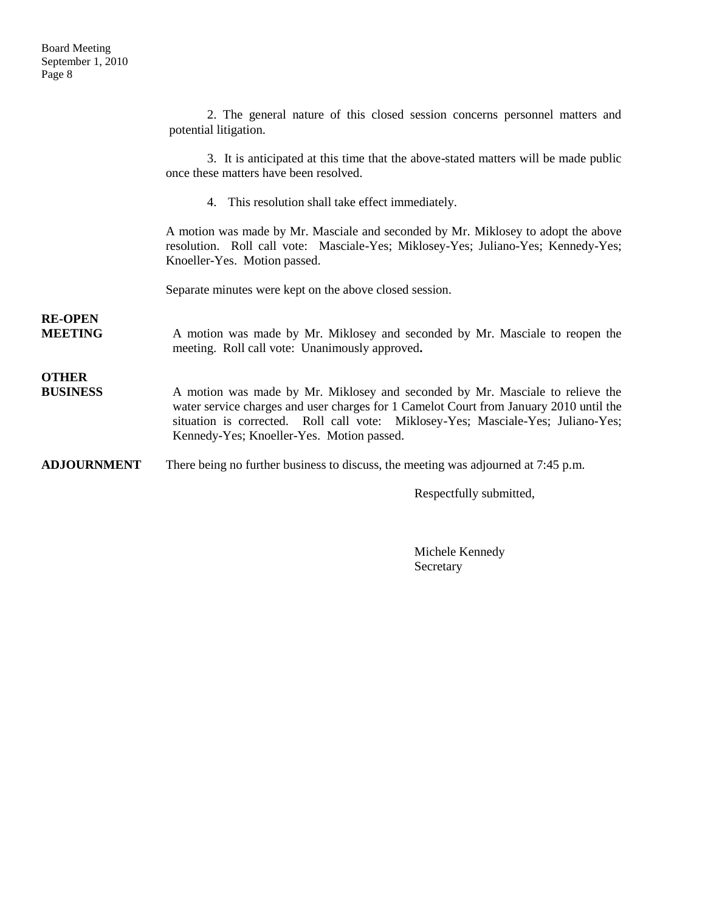2. The general nature of this closed session concerns personnel matters and potential litigation.

3. It is anticipated at this time that the above-stated matters will be made public once these matters have been resolved.

4. This resolution shall take effect immediately.

A motion was made by Mr. Masciale and seconded by Mr. Miklosey to adopt the above resolution. Roll call vote: Masciale-Yes; Miklosey-Yes; Juliano-Yes; Kennedy-Yes; Knoeller-Yes. Motion passed.

Separate minutes were kept on the above closed session.

**RE-OPEN MEETING**

A motion was made by Mr. Miklosey and seconded by Mr. Masciale to reopen the meeting. Roll call vote: Unanimously approved**.**

**OTHER BUSINESS**

A motion was made by Mr. Miklosey and seconded by Mr. Masciale to relieve the water service charges and user charges for 1 Camelot Court from January 2010 until the situation is corrected. Roll call vote: Miklosey-Yes; Masciale-Yes; Juliano-Yes; Kennedy-Yes; Knoeller-Yes. Motion passed.

**ADJOURNMENT**

There being no further business to discuss, the meeting was adjourned at 7:45 p.m.

Respectfully submitted,

Michele Kennedy
Secretary